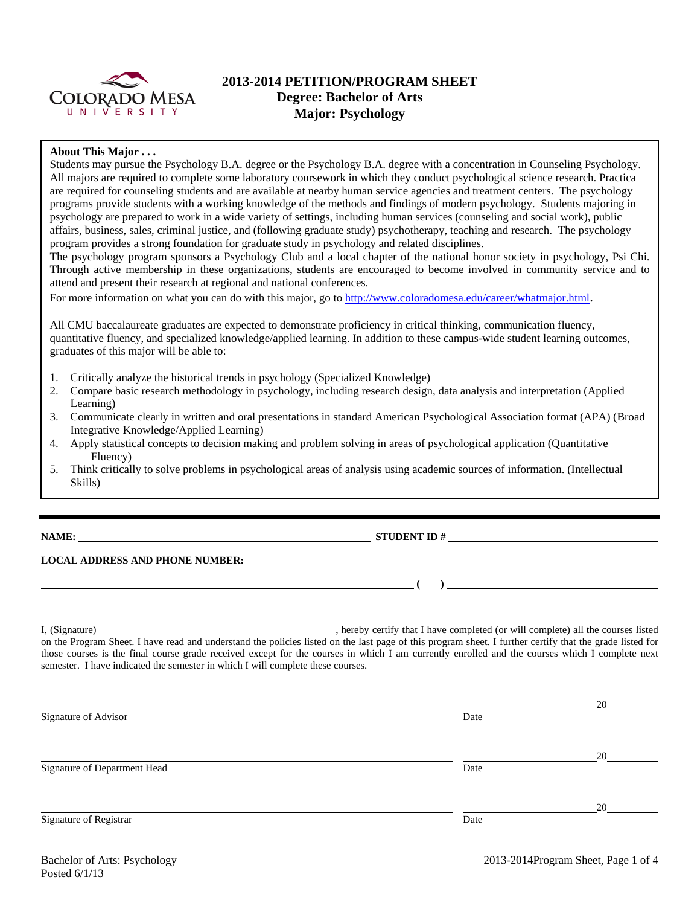# 2013-2014 PETITION/PROGRAM SHEET
## Degree: Bachelor of Arts
## Major: Psychology

**About This Major . . .**

Students may pursue the Psychology B.A. degree or the Psychology B.A. degree with a concentration in Counseling Psychology. All majors are required to complete some laboratory coursework in which they conduct psychological science research. Practica are required for counseling students and are available at nearby human service agencies and treatment centers. The psychology programs provide students with a working knowledge of the methods and findings of modern psychology. Students majoring in psychology are prepared to work in a wide variety of settings, including human services (counseling and social work), public affairs, business, sales, criminal justice, and (following graduate study) psychotherapy, teaching and research. The psychology program provides a strong foundation for graduate study in psychology and related disciplines.

The psychology program sponsors a Psychology Club and a local chapter of the national honor society in psychology, Psi Chi. Through active membership in these organizations, students are encouraged to become involved in community service and to attend and present their research at regional and national conferences.

For more information on what you can do with this major, go to http://www.coloradomesa.edu/career/whatmajor.html.

All CMU baccalaureate graduates are expected to demonstrate proficiency in critical thinking, communication fluency, quantitative fluency, and specialized knowledge/applied learning. In addition to these campus-wide student learning outcomes, graduates of this major will be able to:

1. Critically analyze the historical trends in psychology (Specialized Knowledge)
2. Compare basic research methodology in psychology, including research design, data analysis and interpretation (Applied Learning)
3. Communicate clearly in written and oral presentations in standard American Psychological Association format (APA) (Broad Integrative Knowledge/Applied Learning)
4. Apply statistical concepts to decision making and problem solving in areas of psychological application (Quantitative Fluency)
5. Think critically to solve problems in psychological areas of analysis using academic sources of information. (Intellectual Skills)

---

**NAME:** ______________________ **STUDENT ID #** ______________________

**LOCAL ADDRESS AND PHONE NUMBER:** ______________________

______________________ **( )** ______________________

I, (Signature)______________________, hereby certify that I have completed (or will complete) all the courses listed on the Program Sheet. I have read and understand the policies listed on the last page of this program sheet. I further certify that the grade listed for those courses is the final course grade received except for the courses in which I am currently enrolled and the courses which I complete next semester. I have indicated the semester in which I will complete these courses.

______________________ ______________ 20______
Signature of Advisor Date

______________________ ______________ 20______
Signature of Department Head Date

______________________ ______________ 20______
Signature of Registrar Date

Bachelor of Arts: Psychology
Posted 6/1/13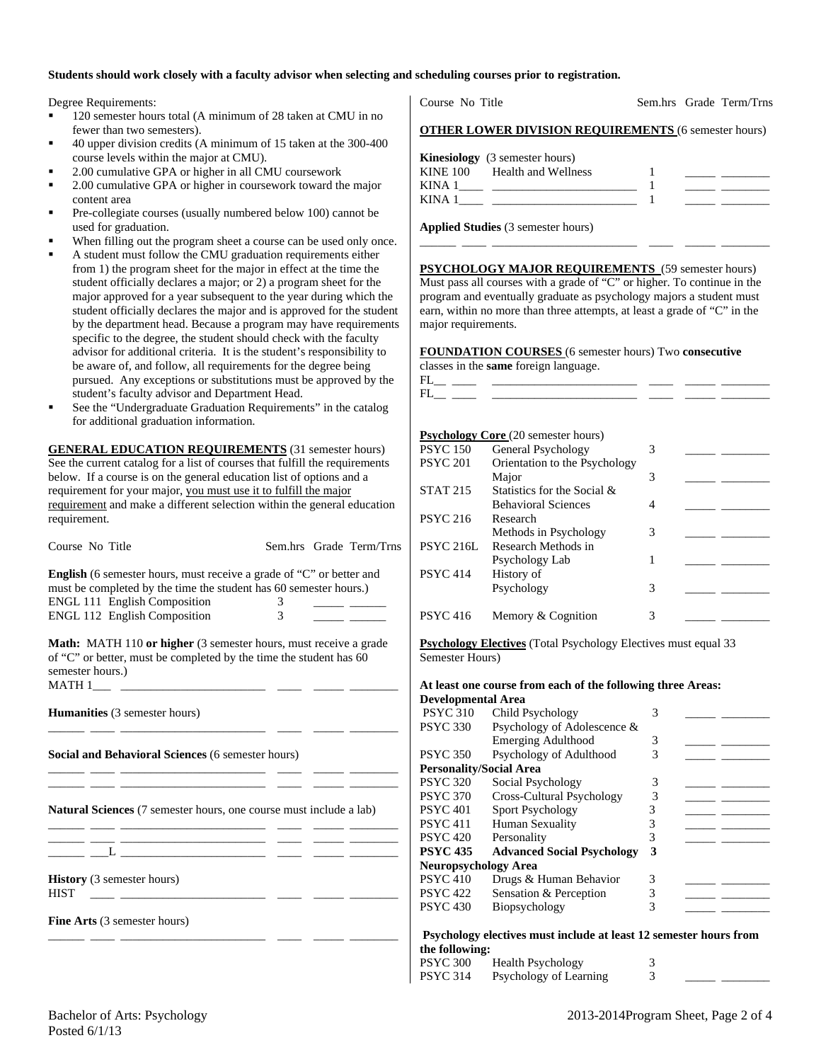**Students should work closely with a faculty advisor when selecting and scheduling courses prior to registration.**

Degree Requirements:

- 120 semester hours total (A minimum of 28 taken at CMU in no fewer than two semesters).
- 40 upper division credits (A minimum of 15 taken at the 300-400 course levels within the major at CMU).
- 2.00 cumulative GPA or higher in all CMU coursework
- 2.00 cumulative GPA or higher in coursework toward the major content area
- Pre-collegiate courses (usually numbered below 100) cannot be used for graduation.
- When filling out the program sheet a course can be used only once.
- A student must follow the CMU graduation requirements either from 1) the program sheet for the major in effect at the time the student officially declares a major; or 2) a program sheet for the major approved for a year subsequent to the year during which the student officially declares the major and is approved for the student by the department head. Because a program may have requirements specific to the degree, the student should check with the faculty advisor for additional criteria. It is the student's responsibility to be aware of, and follow, all requirements for the degree being pursued. Any exceptions or substitutions must be approved by the student's faculty advisor and Department Head.
- See the "Undergraduate Graduation Requirements" in the catalog for additional graduation information.

**GENERAL EDUCATION REQUIREMENTS** (31 semester hours) See the current catalog for a list of courses that fulfill the requirements below. If a course is on the general education list of options and a requirement for your major, you must use it to fulfill the major requirement and make a different selection within the general education requirement.

Course No Title | Sem.hrs | Grade | Term/Trns

**English** (6 semester hours, must receive a grade of "C" or better and must be completed by the time the student has 60 semester hours.)

| Course No | Title | Sem.hrs | Grade | Term/Trns |
|---|---|---|---|---|
| ENGL 111 | English Composition | 3 | _____ | ______ |
| ENGL 112 | English Composition | 3 | _____ | ______ |

**Math:** MATH 110 **or higher** (3 semester hours, must receive a grade of "C" or better, must be completed by the time the student has 60 semester hours.)

MATH 1___ ________________________ ____ _____ ________

**Humanities** (3 semester hours)

______ ____ ________________________ ____ _____ ________

**Social and Behavioral Sciences** (6 semester hours)

______ ____ ________________________ ____ _____ ________
______ ____ ________________________ ____ _____ ________

**Natural Sciences** (7 semester hours, one course must include a lab)

______ ____ ________________________ ____ _____ ________
______ ____ ________________________ ____ _____ ________
______ ___L ________________________ ____ _____ ________

**History** (3 semester hours)

HIST ____ ________________________ ____ _____ ________

**Fine Arts** (3 semester hours)

______ ____ ________________________ ____ _____ ________

Course No Title | Sem.hrs | Grade | Term/Trns

**OTHER LOWER DIVISION REQUIREMENTS** (6 semester hours)

**Kinesiology** (3 semester hours)

| Course No | Title | Sem.hrs | Grade | Term/Trns |
|---|---|---|---|---|
| KINE 100 | Health and Wellness | 1 | _____ | ________ |
| KINA 1____ | ________________________ | 1 | _____ | ________ |
| KINA 1____ | ________________________ | 1 | _____ | ________ |

**Applied Studies** (3 semester hours)

______ ____ ________________________ ____ _____ ________

**PSYCHOLOGY MAJOR REQUIREMENTS** (59 semester hours) Must pass all courses with a grade of "C" or higher. To continue in the program and eventually graduate as psychology majors a student must earn, within no more than three attempts, at least a grade of "C" in the major requirements.

**FOUNDATION COURSES** (6 semester hours) Two **consecutive** classes in the **same** foreign language.

FL__ ____ ________________________ ____ _____ ________
FL__ ____ ________________________ ____ _____ ________

**Psychology Core** (20 semester hours)

| Course No | Title | Sem.hrs | Grade | Term/Trns |
|---|---|---|---|---|
| PSYC 150 | General Psychology | 3 | _____ | ________ |
| PSYC 201 | Orientation to the Psychology Major | 3 | _____ | ________ |
| STAT 215 | Statistics for the Social & Behavioral Sciences | 4 | _____ | ________ |
| PSYC 216 | Research Methods in Psychology | 3 | _____ | ________ |
| PSYC 216L | Research Methods in Psychology Lab | 1 | _____ | ________ |
| PSYC 414 | History of Psychology | 3 | _____ | ________ |
| PSYC 416 | Memory & Cognition | 3 | _____ | ________ |

**Psychology Electives** (Total Psychology Electives must equal 33 Semester Hours)

**At least one course from each of the following three Areas:**

| Course No | Title | Sem.hrs | Grade | Term/Trns |
|---|---|---|---|---|
| **Developmental Area** | | | | |
| PSYC 310 | Child Psychology | 3 | _____ | ________ |
| PSYC 330 | Psychology of Adolescence & Emerging Adulthood | 3 | _____ | ________ |
| PSYC 350 | Psychology of Adulthood | 3 | _____ | ________ |
| **Personality/Social Area** | | | | |
| PSYC 320 | Social Psychology | 3 | _____ | ________ |
| PSYC 370 | Cross-Cultural Psychology | 3 | _____ | ________ |
| PSYC 401 | Sport Psychology | 3 | _____ | ________ |
| PSYC 411 | Human Sexuality | 3 | _____ | ________ |
| PSYC 420 | Personality | 3 | _____ | ________ |
| **PSYC 435** | **Advanced Social Psychology** | **3** | | |
| **Neuropsychology Area** | | | | |
| PSYC 410 | Drugs & Human Behavior | 3 | _____ | ________ |
| PSYC 422 | Sensation & Perception | 3 | _____ | ________ |
| PSYC 430 | Biopsychology | 3 | _____ | ________ |

**Psychology electives must include at least 12 semester hours from the following:**

| Course No | Title | Sem.hrs | Grade | Term/Trns |
|---|---|---|---|---|
| PSYC 300 | Health Psychology | 3 | | |
| PSYC 314 | Psychology of Learning | 3 | _____ | ________ |

Bachelor of Arts: Psychology
Posted 6/1/13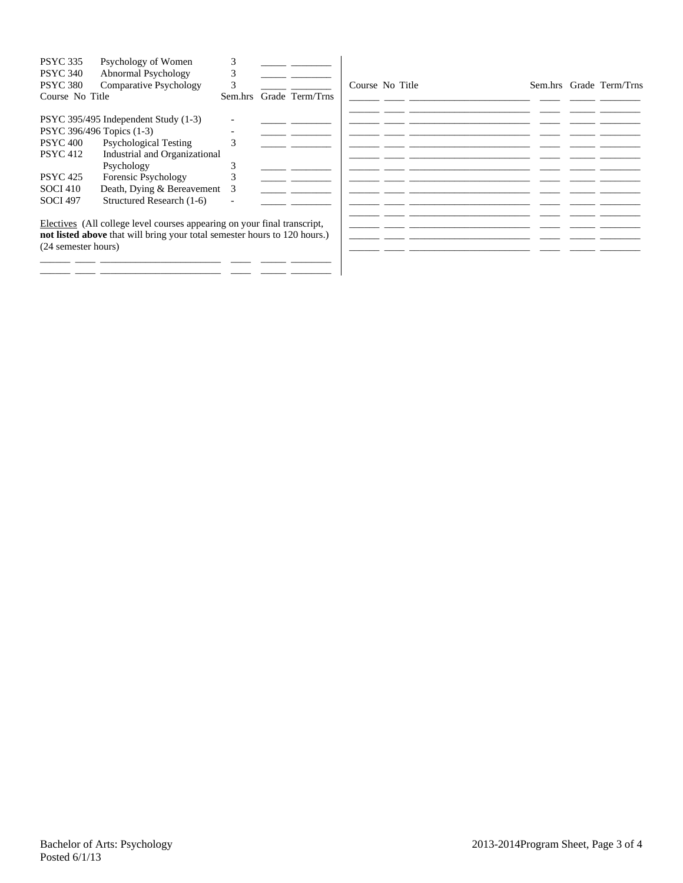| Course No | Title | Sem.hrs | Grade | Term/Trns |
|---|---|---|---|---|
| PSYC 335 | Psychology of Women | 3 | _____ | ________ |
| PSYC 340 | Abnormal Psychology | 3 | _____ | ________ |
| PSYC 380 | Comparative Psychology | 3 | _____ | ________ |

| Course No | Title | Sem.hrs | Grade | Term/Trns |
|---|---|---|---|---|
| PSYC 395/495 | Independent Study (1-3) | - | _____ | ________ |
| PSYC 396/496 | Topics (1-3) | - | _____ | ________ |
| PSYC 400 | Psychological Testing | 3 | _____ | ________ |
| PSYC 412 | Industrial and Organizational Psychology | 3 | _____ | ________ |
| PSYC 425 | Forensic Psychology | 3 | _____ | ________ |
| SOCI 410 | Death, Dying & Bereavement | 3 | _____ | ________ |
| SOCI 497 | Structured Research (1-6) | - | _____ | ________ |

Electives (All college level courses appearing on your final transcript, **not listed above** that will bring your total semester hours to 120 hours.) (24 semester hours)

| Course | No | Title | Sem.hrs | Grade | Term/Trns |
|---|---|---|---|---|---|
| ______ | ____ | _______________________ | ____ | _____ | ________ |
| ______ | ____ | _______________________ | ____ | _____ | ________ |
| ______ | ____ | _______________________ | ____ | _____ | ________ |
| ______ | ____ | _______________________ | ____ | _____ | ________ |
| ______ | ____ | _______________________ | ____ | _____ | ________ |
| ______ | ____ | _______________________ | ____ | _____ | ________ |
| ______ | ____ | _______________________ | ____ | _____ | ________ |
| ______ | ____ | _______________________ | ____ | _____ | ________ |
| ______ | ____ | _______________________ | ____ | _____ | ________ |
| ______ | ____ | _______________________ | ____ | _____ | ________ |
| ______ | ____ | _______________________ | ____ | _____ | ________ |
| ______ | ____ | _______________________ | ____ | _____ | ________ |
| ______ | ____ | _______________________ | ____ | _____ | ________ |
| ______ | ____ | _______________________ | ____ | _____ | ________ |

Bachelor of Arts: Psychology
Posted 6/1/13

2013-2014Program Sheet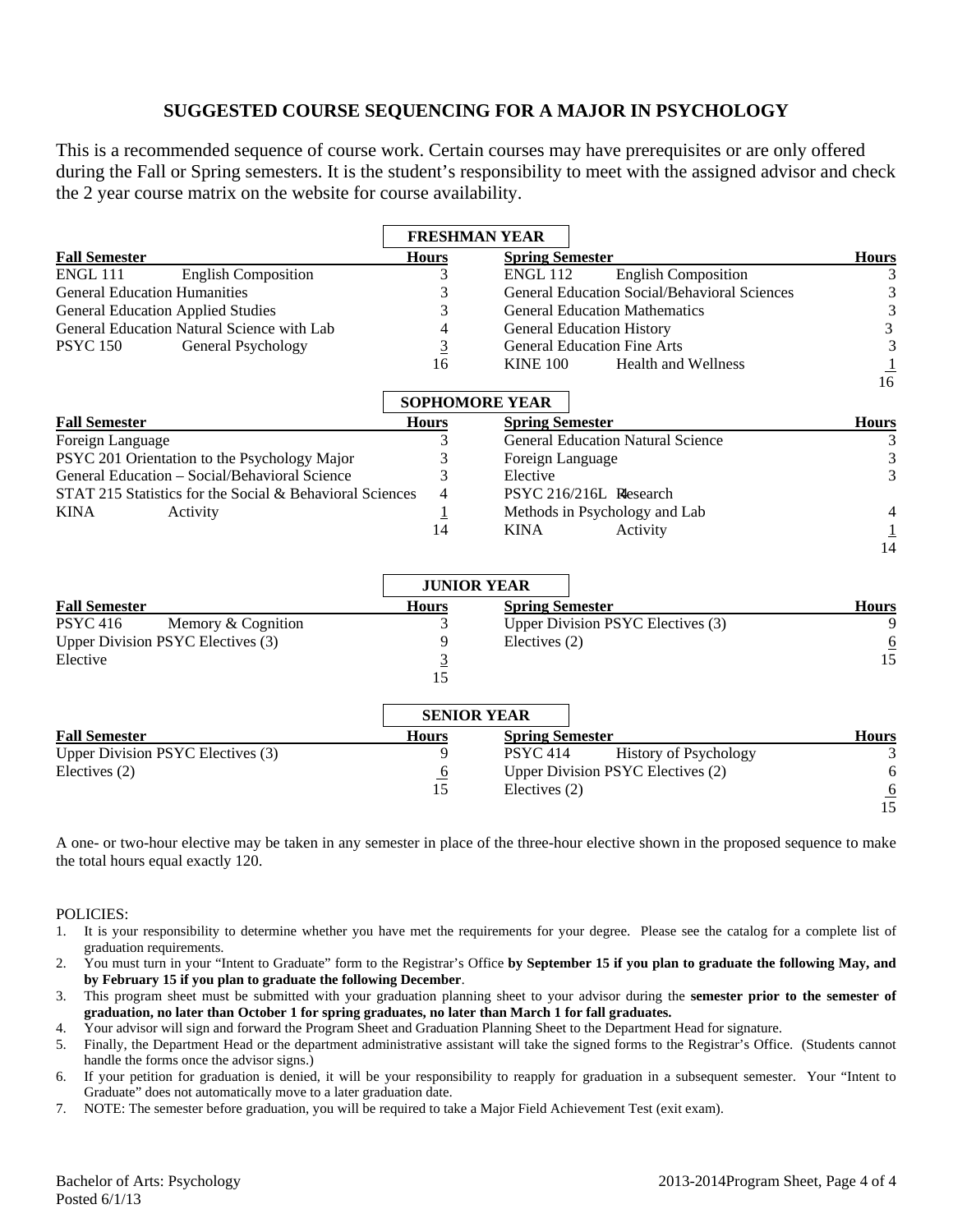## SUGGESTED COURSE SEQUENCING FOR A MAJOR IN PSYCHOLOGY

This is a recommended sequence of course work. Certain courses may have prerequisites or are only offered during the Fall or Spring semesters. It is the student's responsibility to meet with the assigned advisor and check the 2 year course matrix on the website for course availability.

### FRESHMAN YEAR

| Fall Semester | Hours | Spring Semester | Hours |
|---|---|---|---|
| ENGL 111 English Composition | 3 | ENGL 112 English Composition | 3 |
| General Education Humanities | 3 | General Education Social/Behavioral Sciences | 3 |
| General Education Applied Studies | 3 | General Education Mathematics | 3 |
| General Education Natural Science with Lab | 4 | General Education History | 3 |
| PSYC 150 General Psychology | 3 | General Education Fine Arts | 3 |
| | 16 | KINE 100 Health and Wellness | 1 |
| | | | 16 |

### SOPHOMORE YEAR

| Fall Semester | Hours | Spring Semester | Hours |
|---|---|---|---|
| Foreign Language | 3 | General Education Natural Science | 3 |
| PSYC 201 Orientation to the Psychology Major | 3 | Foreign Language | 3 |
| General Education – Social/Behavioral Science | 3 | Elective | 3 |
| STAT 215 Statistics for the Social & Behavioral Sciences | 4 | PSYC 216/216L Research Methods in Psychology and Lab | 4 |
| KINA Activity | 1 | KINA Activity | 1 |
| | 14 | | 14 |

### JUNIOR YEAR

| Fall Semester | Hours | Spring Semester | Hours |
|---|---|---|---|
| PSYC 416 Memory & Cognition | 3 | Upper Division PSYC Electives (3) | 9 |
| Upper Division PSYC Electives (3) | 9 | Electives (2) | 6 |
| Elective | 3 | | 15 |
| | 15 | | |

### SENIOR YEAR

| Fall Semester | Hours | Spring Semester | Hours |
|---|---|---|---|
| Upper Division PSYC Electives (3) | 9 | PSYC 414 History of Psychology | 3 |
| Electives (2) | 6 | Upper Division PSYC Electives (2) | 6 |
| | 15 | Electives (2) | 6 |
| | | | 15 |

A one- or two-hour elective may be taken in any semester in place of the three-hour elective shown in the proposed sequence to make the total hours equal exactly 120.

POLICIES:

1. It is your responsibility to determine whether you have met the requirements for your degree. Please see the catalog for a complete list of graduation requirements.
2. You must turn in your "Intent to Graduate" form to the Registrar's Office **by September 15 if you plan to graduate the following May, and by February 15 if you plan to graduate the following December**.
3. This program sheet must be submitted with your graduation planning sheet to your advisor during the **semester prior to the semester of graduation, no later than October 1 for spring graduates, no later than March 1 for fall graduates.**
4. Your advisor will sign and forward the Program Sheet and Graduation Planning Sheet to the Department Head for signature.
5. Finally, the Department Head or the department administrative assistant will take the signed forms to the Registrar's Office. (Students cannot handle the forms once the advisor signs.)
6. If your petition for graduation is denied, it will be your responsibility to reapply for graduation in a subsequent semester. Your "Intent to Graduate" does not automatically move to a later graduation date.
7. NOTE: The semester before graduation, you will be required to take a Major Field Achievement Test (exit exam).

Bachelor of Arts: Psychology
Posted 6/1/13